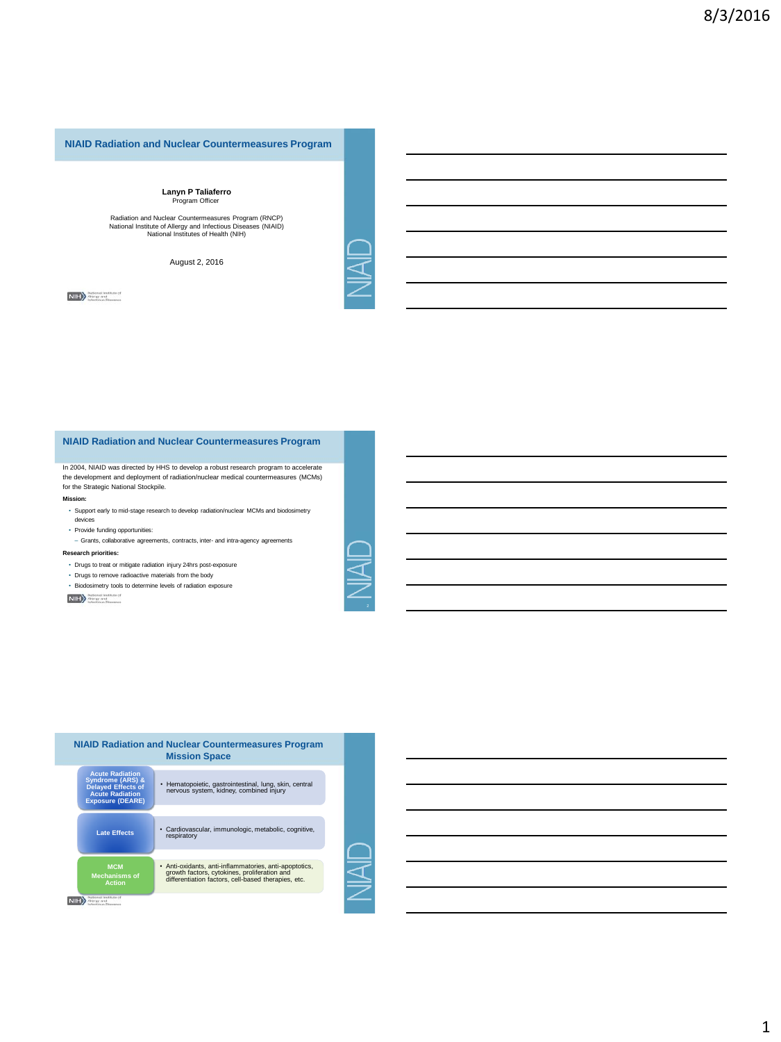## NIAID Radiation and Nuclear Countermeasures Program

**Lanyn P Taliaferro**
Program Officer

Radiation and Nuclear Countermeasures Program (RNCP)
National Institute of Allergy and Infectious Diseases (NIAID)
National Institutes of Health (NIH)

August 2, 2016

## NIAID Radiation and Nuclear Countermeasures Program

In 2004, NIAID was directed by HHS to develop a robust research program to accelerate the development and deployment of radiation/nuclear medical countermeasures (MCMs) for the Strategic National Stockpile.

**Mission:**

- Support early to mid-stage research to develop radiation/nuclear MCMs and biodosimetry devices
- Provide funding opportunities:
  - Grants, collaborative agreements, contracts, inter- and intra-agency agreements

**Research priorities:**

- Drugs to treat or mitigate radiation injury 24hrs post-exposure
- Drugs to remove radioactive materials from the body
- Biodosimetry tools to determine levels of radiation exposure

## NIAID Radiation and Nuclear Countermeasures Program Mission Space

| | |
| --- | --- |
| Acute Radiation Syndrome (ARS) & Delayed Effects of Acute Radiation Exposure (DEARE) | • Hematopoietic, gastrointestinal, lung, skin, central nervous system, kidney, combined injury |
| Late Effects | • Cardiovascular, immunologic, metabolic, cognitive, respiratory |
| MCM Mechanisms of Action | • Anti-oxidants, anti-inflammatories, anti-apoptotics, growth factors, cytokines, proliferation and differentiation factors, cell-based therapies, etc. |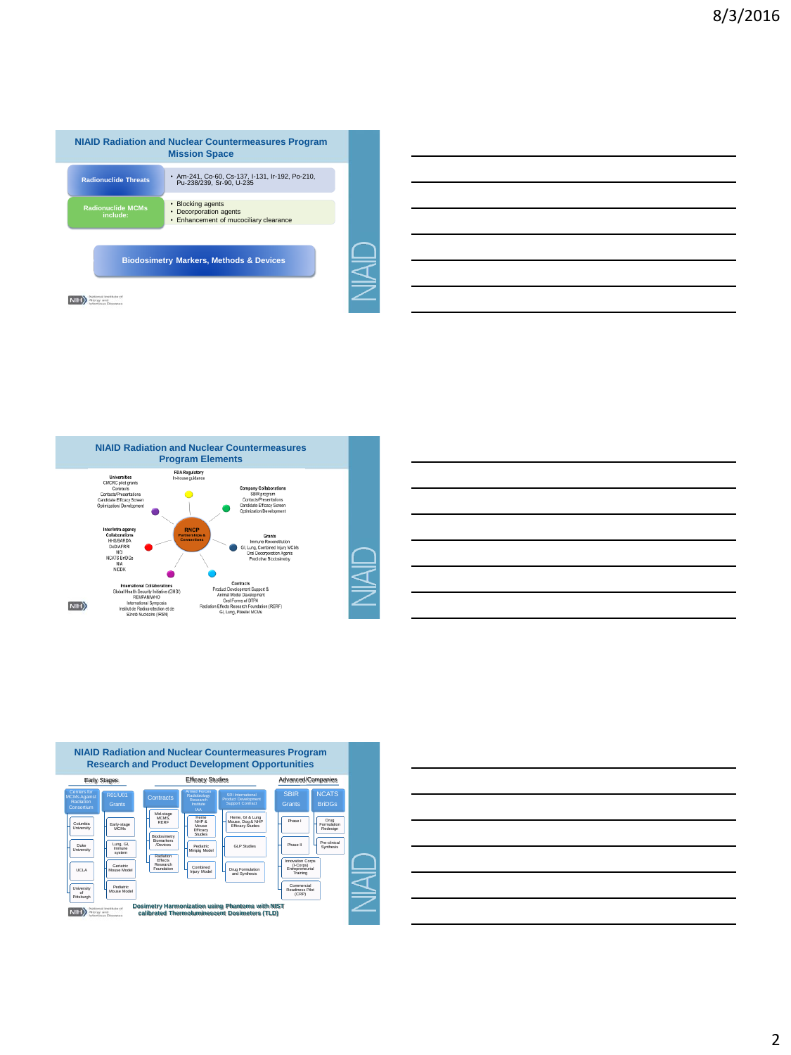## NIAID Radiation and Nuclear Countermeasures Program Mission Space

**Radionuclide Threats**

- Am-241, Co-60, Cs-137, I-131, Ir-192, Po-210, Pu-238/239, Sr-90, U-235

**Radionuclide MCMs include:**

- Blocking agents
- Decorporation agents
- Enhancement of mucociliary clearance

**Biodosimetry Markers, Methods & Devices**

NIAID

## NIAID Radiation and Nuclear Countermeasures Program Elements

**RNCP Partnerships & Connections**

**FDA Regulatory**
In-house guidance

**Company Collaborations**
SBIR program
Contacts/Presentations
Candidate Efficacy Screen
Optimization/Development

**Grants**
Immune Reconstitution
GI, Lung, Combined Injury MCMs
Oral Decorporation Agents
Predictive Biodosimetry

**Contracts**
Product Development Support &
Animal Model Development
Oral Forms of DTPA
Radiation Effects Research Foundation (RERF)
GI, Lung, Platelet MCMs

**International Collaborations**
Global Health Security Initiative (GHSI)
REMPAN/WHO
International Symposia
Institut de Radioprotection et de Sûreté Nucléaire (IRSN)

**Inter/intra-agency Collaborations**
HHS/BARDA
DoD/AFRRI
NCI
NCATS BrIDGs
NIA
NIDDK

**Universities**
CMCRC pilot grants
Contracts
Contacts/Presentations
Candidate Efficacy Screen
Optimization/ Development

NIAID

## NIAID Radiation and Nuclear Countermeasures Program Research and Product Development Opportunities

**Early Stages**

- Centers for MCMs Against Radiation Consortium
  - Columbia University
  - Duke University
  - UCLA
  - University of Pittsburgh
- R01/U01 Grants
  - Early-stage MCMs
  - Lung, GI, Immune system
  - Geriatric Mouse Model
  - Pediatric Mouse Model

**Efficacy Studies**

- Contracts
  - Mid-stage MCMS, RERF
  - Biodosimetry Biomarkers /Devices
  - Radiation Effects Research Foundation
- Armed Forces Radiobiology Research Institute IAA
  - Heme NHP & Mouse Efficacy Studies
  - Pediatric Minipig Model
  - Combined Injury Model
- SRI International Product Development Support Contract
  - Heme, GI & Lung Mouse, Dog & NHP Efficacy Studies
  - GLP Studies
  - Drug Formulation and Synthesis

**Advanced/Companies**

- SBIR Grants
  - Phase I
  - Phase II
  - Innovation Corps (I-Corps) Entrepreneurial Training
  - Commercial Readiness Pilot (CRP)
- NCATS BrIDGs
  - Drug Formulation Redesign
  - Pre-clinical Synthesis

**Dosimetry Harmonization using Phantoms with NIST calibrated Thermoluminescent Dosimeters (TLD)**

NIAID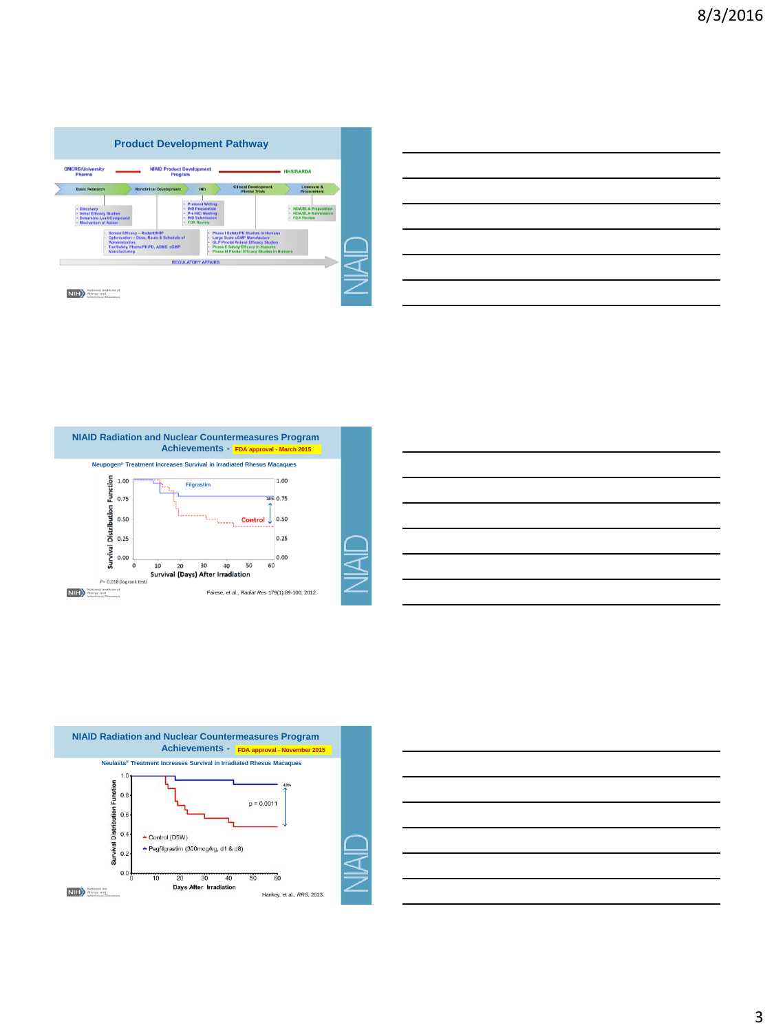## Product Development Pathway

CMCRC/University Pharma → NIAID Product Development Program → HHS/BARDA

Basic Research → Nonclinical Development → IND → Clinical Development, Pivotal Trials → Licensure & Procurement

- Discovery
- Initial Efficacy Studies
- Determine Lead Compound
- Mechanism of Action

- Screen Efficacy – Rodent/NHP
- Optimization – Dose, Route & Schedule of Administration
- Tox/Safety, Pharm/PK/PD, ADME, cGMP Manufacturing

- Protocol Writing
- IND Preparation
- Pre-IND Meeting
- IND Submission
- FDA Review

- Phase I Safety/PK Studies in Humans
- Large Scale cGMP Manufacture
- GLP Pivotal Animal Efficacy Studies
- Phase II Safety/Efficacy in Humans
- Phase III Pivotal Efficacy Studies in Humans

- NDA/BLA Preparation
- NDA/BLA Submission
- FDA Review

REGULATORY AFFAIRS

NIAID

## NIAID Radiation and Nuclear Countermeasures Program Achievements - FDA approval - March 2015

Neupogen® Treatment Increases Survival in Irradiated Rhesus Macaques

Survival Distribution Function vs. Survival (Days) After Irradiation; Filgrastim, Control; 39%

$P = 0.018$ (log rank test)

Farese, et al., *Radiat Res* 179(1):89-100, 2012.

NIAID

## NIAID Radiation and Nuclear Countermeasures Program Achievements - FDA approval - November 2015

Neulasta® Treatment Increases Survival in Irradiated Rhesus Macaques

Survival Distribution Function vs. Days After Irradiation; Control (D5W); Pegfilgrastim (300mcg/kg, d1 & d8); 43%; $p = 0.0011$

Hankey, et al., *RRS*, 2013.

NIAID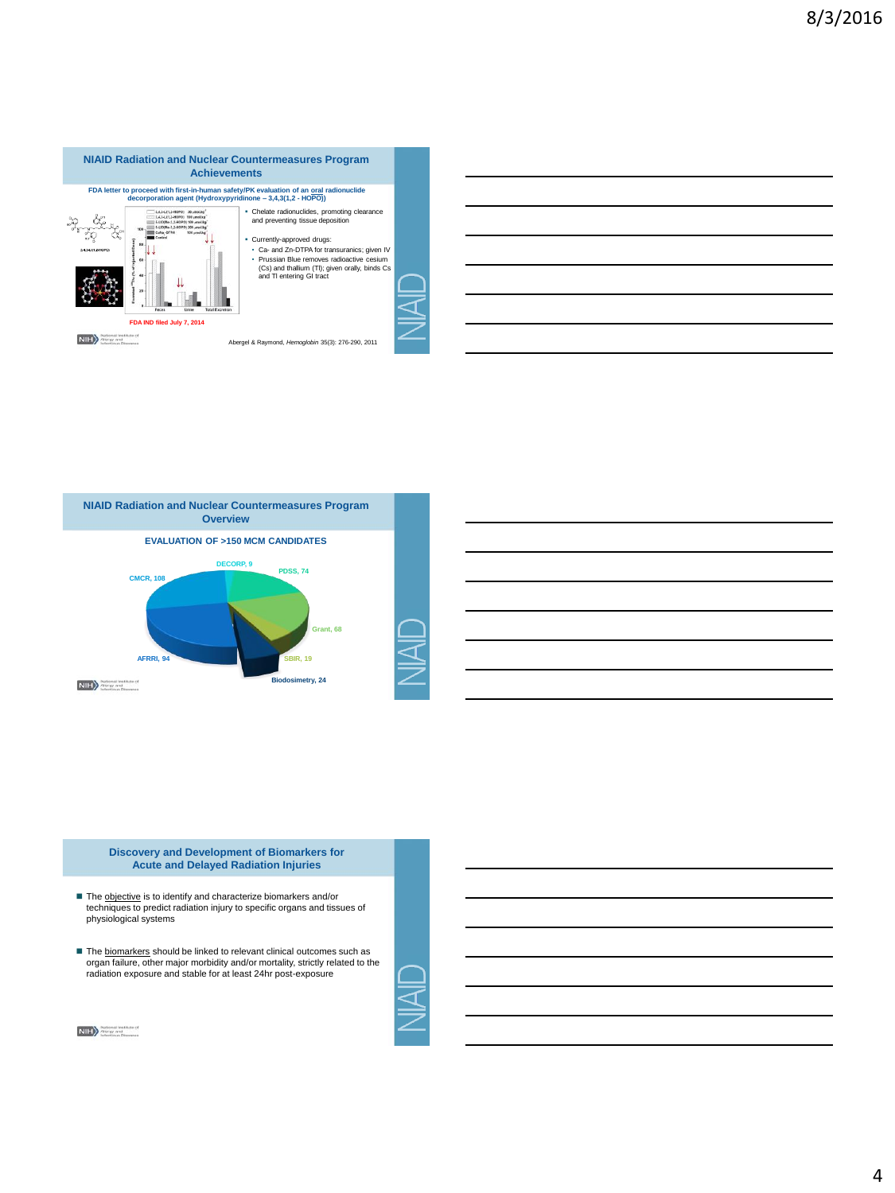## NIAID Radiation and Nuclear Countermeasures Program Achievements

**FDA letter to proceed with first-in-human safety/PK evaluation of an oral radionuclide decorporation agent (Hydroxypyridinone – 3,4,3(1,2 - HOPO))**

- Chelate radionuclides, promoting clearance and preventing tissue deposition
- Currently-approved drugs:
  - Ca- and Zn-DTPA for transuranics; given IV
  - Prussian Blue removes radioactive cesium (Cs) and thallium (Tl); given orally, binds Cs and Tl entering GI tract

**FDA IND filed July 7, 2014**

Abergel & Raymond, *Hemoglobin* 35(3): 276-290, 2011

## NIAID Radiation and Nuclear Countermeasures Program Overview

**EVALUATION OF >150 MCM CANDIDATES**

- DECORP, 9
- PDSS, 74
- Grant, 68
- SBIR, 19
- Biodosimetry, 24
- AFRRI, 94
- CMCR, 108

## Discovery and Development of Biomarkers for Acute and Delayed Radiation Injuries

- The objective is to identify and characterize biomarkers and/or techniques to predict radiation injury to specific organs and tissues of physiological systems
- The biomarkers should be linked to relevant clinical outcomes such as organ failure, other major morbidity and/or mortality, strictly related to the radiation exposure and stable for at least 24hr post-exposure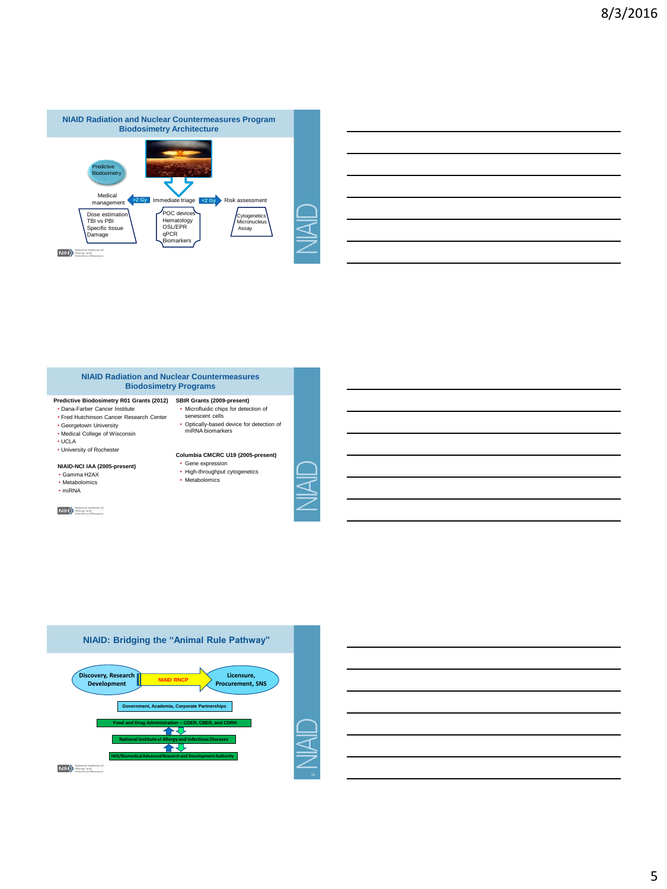## NIAID Radiation and Nuclear Countermeasures Program Biodosimetry Architecture

Predictive Biodosimetry

Medical management ← >2 Gy — Immediate triage — <2 Gy → Risk assessment

- Dose estimation
- TBI vs PBI
- Specific tissue
- Damage

- POC devices
- Hematology
- OSL/EPR
- qPCR
- Biomarkers

- Cytogenetics
- Micronucleus Assay

## NIAID Radiation and Nuclear Countermeasures Biodosimetry Programs

**Predictive Biodosimetry R01 Grants (2012)**

- Dana-Farber Cancer Institute
- Fred Hutchinson Cancer Research Center
- Georgetown University
- Medical College of Wisconsin
- UCLA
- University of Rochester

**NIAID-NCI IAA (2005-present)**

- Gamma H2AX
- Metabolomics
- miRNA

**SBIR Grants (2009-present)**

- Microfluidic chips for detection of senescent cells
- Optically-based device for detection of miRNA biomarkers

**Columbia CMCRC U19 (2005-present)**

- Gene expression
- High-throughput cytogenetics
- Metabolomics

## NIAID: Bridging the "Animal Rule Pathway"

Discovery, Research Development → NIAID RNCP → Licensure, Procurement, SNS

Government, Academia, Corporate Partnerships

Food and Drug Administration – CDER, CBER, and CDRH

National Institute of Allergy and Infectious Diseases

HHS/Biomedical Advanced Research and Development Authority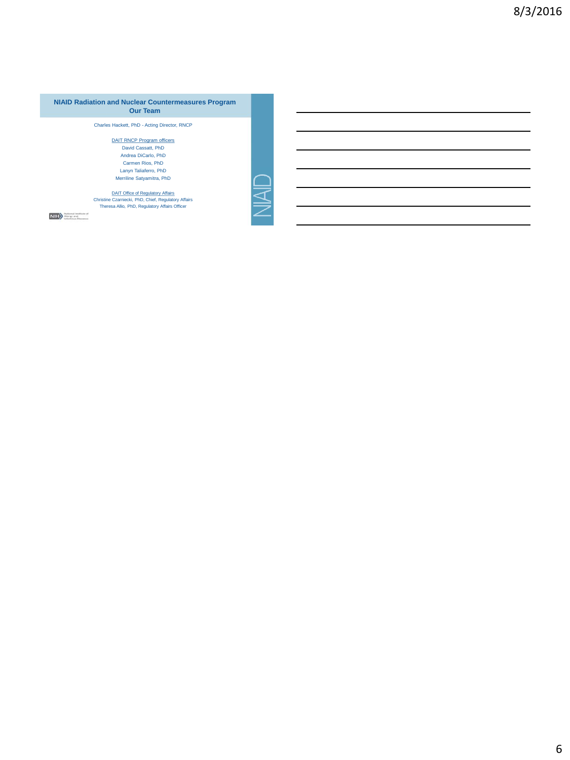## NIAID Radiation and Nuclear Countermeasures Program
## Our Team

Charles Hackett, PhD - Acting Director, RNCP

DAIT RNCP Program officers
David Cassatt, PhD
Andrea DiCarlo, PhD
Carmen Rios, PhD
Lanyn Taliaferro, PhD
Merriline Satyamitra, PhD

DAIT Office of Regulatory Affairs
Christine Czarniecki, PhD, Chief, Regulatory Affairs
Theresa Allio, PhD, Regulatory Affairs Officer

NIAID